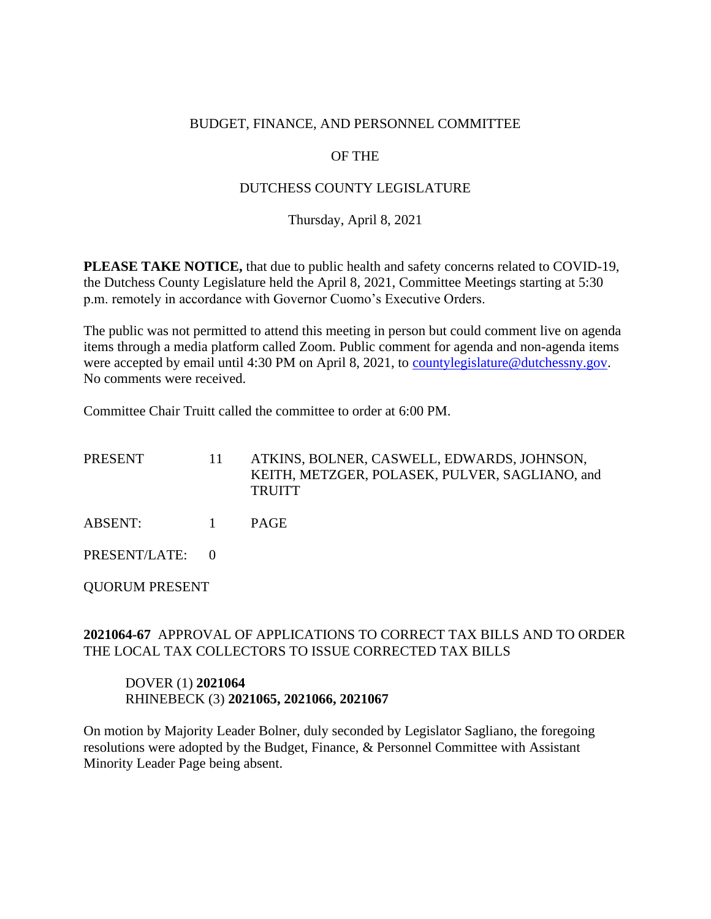BUDGET, FINANCE, AND PERSONNEL COMMITTEE

OF THE

DUTCHESS COUNTY LEGISLATURE

Thursday, April 8, 2021

**PLEASE TAKE NOTICE,** that due to public health and safety concerns related to COVID-19, the Dutchess County Legislature held the April 8, 2021, Committee Meetings starting at 5:30 p.m. remotely in accordance with Governor Cuomo's Executive Orders.

The public was not permitted to attend this meeting in person but could comment live on agenda items through a media platform called Zoom. Public comment for agenda and non-agenda items were accepted by email until 4:30 PM on April 8, 2021, to countylegislature@dutchessny.gov. No comments were received.

Committee Chair Truitt called the committee to order at 6:00 PM.

PRESENT 11 ATKINS, BOLNER, CASWELL, EDWARDS, JOHNSON, KEITH, METZGER, POLASEK, PULVER, SAGLIANO, and TRUITT

ABSENT: 1 PAGE

PRESENT/LATE: 0

QUORUM PRESENT

**2021064-67** APPROVAL OF APPLICATIONS TO CORRECT TAX BILLS AND TO ORDER THE LOCAL TAX COLLECTORS TO ISSUE CORRECTED TAX BILLS

DOVER (1) **2021064**
RHINEBECK (3) **2021065, 2021066, 2021067**

On motion by Majority Leader Bolner, duly seconded by Legislator Sagliano, the foregoing resolutions were adopted by the Budget, Finance, & Personnel Committee with Assistant Minority Leader Page being absent.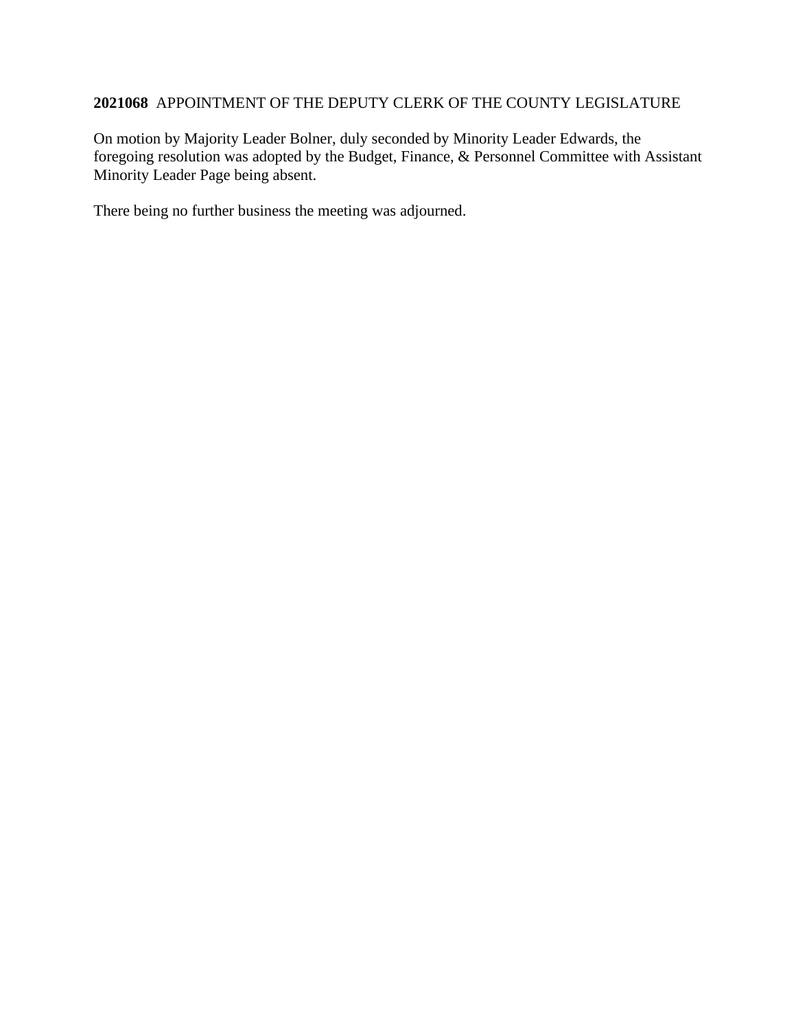**2021068** APPOINTMENT OF THE DEPUTY CLERK OF THE COUNTY LEGISLATURE

On motion by Majority Leader Bolner, duly seconded by Minority Leader Edwards, the foregoing resolution was adopted by the Budget, Finance, & Personnel Committee with Assistant Minority Leader Page being absent.

There being no further business the meeting was adjourned.